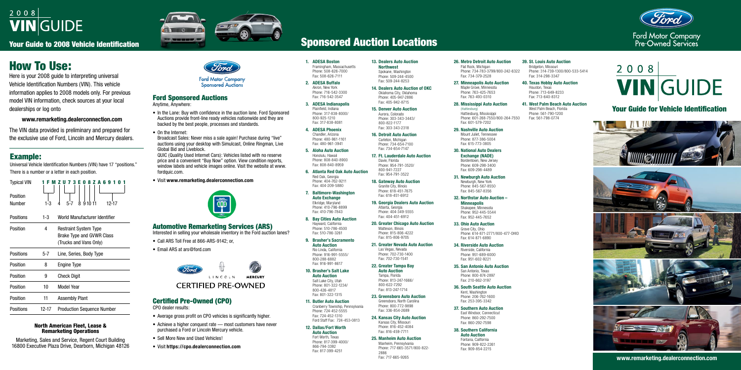# 2008 VIN GUIDE

## Your Guide to 2008 Vehicle Identification

# How To Use:

Here is your 2008 guide to interpreting universal Vehicle Identification Numbers (VIN). This vehicle information applies to 2008 models only. For previous model VIN information, check sources at your local dealerships or log onto

**www.remarketing.dealerconnection.com**

The VIN data provided is preliminary and prepared for the exclusive use of Ford, Lincoln and Mercury dealers.

## Example:

Universal Vehicle Identification Numbers (VIN) have 17 "positions." There is a number or a letter in each position.

| Typical VIN | 1 F M Z U 7 3 E 0 8 Z A 6 9 1 0 1 |
|---|---|
| Position Number | 1-3 &nbsp; 4 &nbsp; 5-7 &nbsp; 8 &nbsp; 9 &nbsp; 10 &nbsp; 11 &nbsp; 12-17 |

| | | |
|---|---|---|
| Positions | 1-3 | World Manufacturer Identifier |
| Position | 4 | Restraint System Type<br>Brake Type and GVWR Class<br>(Trucks and Vans Only) |
| Positions | 5-7 | Line, Series, Body Type |
| Position | 8 | Engine Type |
| Position | 9 | Check Digit |
| Position | 10 | Model Year |
| Position | 11 | Assembly Plant |
| Positions | 12-17 | Production Sequence Number |

### North American Fleet, Lease & Remarketing Operations

Marketing, Sales and Service, Regent Court Building
16800 Executive Plaza Drive, Dearborn, Michigan 48126

Ford Motor Company Sponsored Auctions

## Ford Sponsored Auctions

Anytime, Anywhere:

- In the Lane: Buy with confidence in the auction lane. Ford Sponsored Auctions provide front-line ready vehicles nationwide and they are backed by the best people, processes and standards.
- On the Internet:
  Broadcast Sales: Never miss a sale again! Purchase during "live" auctions using your desktop with Simulcast, Online Ringman, Live Global Bid and Liveblock.
  QUIC (Quality Used Internet Cars): Vehicles listed with no reserve price and a convenient "Buy Now" option. View condition reports, window labels and vehicle images online. Visit the website at www.fordquic.com.
- Visit **www.remarketing.dealerconnection.com**

## Automotive Remarketing Services (ARS)

Interested in selling your wholesale inventory in the Ford auction lanes?

- Call ARS Toll Free at 866-ARS-9142; or,
- Email ARS at ars@ford.com

LINCOLN MERCURY
CERTIFIED PRE-OWNED

## Certified Pre-Owned (CPO)

CPO dealer results:

- Average gross profit on CPO vehicles is significantly higher.
- Achieve a higher conquest rate — most customers have never purchased a Ford or Lincoln Mercury vehicle.
- Sell More New and Used Vehicles!
- Visit **https://cpo.dealerconnection.com**

# Sponsored Auction Locations

1. **ADESA Boston**
   Framingham, Massachusetts
   Phone: 508-626-7000
   Fax: 508-626-7111
2. **ADESA Buffalo**
   Akron, New York
   Phone: 716-542-3300
   Fax: 716-542-3547
3. **ADESA Indianapolis**
   Plainfield, Indiana
   Phone: 317-838-8000/
   800-925-1210
   Fax: 317-838-8081
4. **ADESA Phoenix**
   Chandler, Arizona
   Phone: 480-961-1161
   Fax: 480-961-3941
5. **Aloha Auto Auction**
   Honolulu, Hawaii
   Phone: 808-840-8900
   Fax: 808-840-8959
6. **Atlanta Red Oak Auto Auction**
   Red Oak, Georgia
   Phone: 404-762-9211
   Fax: 404-209-5880
7. **Baltimore-Washington Auto Exchange**
   Elkridge, Maryland
   Phone: 410-796-8899
   Fax: 410-796-7843
8. **Bay Cities Auto Auction**
   Hayward, California
   Phone: 510-786-4500
   Fax: 510-786-3261
9. **Brasher's Sacramento Auto Auction**
   Rio Linda, California
   Phone: 916-991-5555/
   800-288-6882
   Fax: 916-991-8617
10. **Brasher's Salt Lake Auto Auction**
    Salt Lake City, Utah
    Phone: 801-322-1234/
    800-426-4817
    Fax: 801-322-1315
11. **Butler Auto Auction**
    Cranberry Township, Pennsylvania
    Phone: 724-452-5555
    Fax: 724-452-1310
    Ford Staff Fax: 724-453-0813
12. **Dallas/Fort Worth Auto Auction**
    Fort Worth, Texas
    Phone: 817-399-4000/
    866-794-3392
    Fax: 817-399-4251
13. **Dealers Auto Auction Northwest**
    Spokane, Washington
    Phone: 509-244-4500
    Fax: 509-244-8253
14. **Dealers Auto Auction of OKC**
    Oklahoma City, Oklahoma
    Phone: 405-947-2886
    Fax: 405-942-8715
15. **Denver Auto Auction**
    Aurora, Colorado
    Phone: 303-343-3443/
    800-822-1177
    Fax: 303-343-2318
16. **Detroit Auto Auction**
    Carleton, Michigan
    Phone: 734-654-7100
    Fax: 734-654-7147
17. **Ft. Lauderdale Auto Auction**
    Davie, Florida
    Phone: 954-791-3520/
    800-941-7227
    Fax: 954-791-3522
18. **Gateway Auto Auction**
    Granite City, Illinois
    Phone: 618-451-7675
    Fax: 618-451-6912
19. **Georgia Dealers Auto Auction**
    Atlanta, Georgia
    Phone: 404-349-5555
    Fax: 404-451-6912
20. **Greater Chicago Auto Auction**
    Matteson, Illinois
    Phone: 815-806-4222
    Fax: 815-806-9705
21. **Greater Nevada Auto Auction**
    Las Vegas, Nevada
    Phone: 702-730-1400
    Fax: 702-730-1541
22. **Greater Tampa Bay Auto Auction**
    Tampa, Florida
    Phone: 813-247-1666/
    800-622-7292
    Fax: 813-247-1714
23. **Greensboro Auto Auction**
    Greensboro, North Carolina
    Phone: 800-772-9898
    Fax: 336-854-2689
24. **Kansas City Auto Auction**
    Kansas City, Missouri
    Phone: 816-452-4084
    Fax: 816-459-7711
25. **Manheim Auto Auction**
    Manheim, Pennsylvania
    Phone: 717-665-3571/800-822-2886
    Fax: 717-665-9265
26. **Metro Detroit Auto Auction**
    Flat Rock, Michigan
    Phone: 734-783-3799/800-242-6322
    Fax: 734-379-2528
27. **Minneapolis Auto Auction**
    Maple Grove, Minnesota
    Phone: 763-425-7653
    Fax: 763-493-0310
28. **Mississippi Auto Auction** (Hattiesburg)
    Hattiesburg, Mississippi
    Phone: 601-268-7550/800-264-7550
    Fax: 601-579-7202
29. **Nashville Auto Auction**
    Mount Juliet, Tennessee
    Phone: 877-386-5004
    Fax: 615-773-3805
30. **National Auto Dealers Exchange (NADE)**
    Bordentown, New Jersey
    Phone: 609-298-3400
    Fax: 609-298-4489
31. **Newburgh Auto Auction**
    Newburgh, New York
    Phone: 845-567-8550
    Fax: 845-567-8356
32. **Northstar Auto Auction – Minneapolis**
    Shakopee, Minnesota
    Phone: 952-445-5544
    Fax: 952-445-7652
33. **Ohio Auto Auction**
    Grove City, Ohio
    Phone: 614-871-2771/800-477-OHIO
    Fax: 614-871-6890
34. **Riverside Auto Auction**
    Riverside, California
    Phone: 951-689-6000
    Fax: 951-602-9221
35. **San Antonio Auto Auction**
    San Antonio, Texas
    Phone: 800-874-2897
    Fax: 210-662-3197
36. **South Seattle Auto Auction**
    Kent, Washington
    Phone: 206-762-1600
    Fax: 253-395-3342
37. **Southern Auto Auction**
    East Windsor, Connecticut
    Phone: 860-292-7500
    Fax: 860-292-7598
38. **Southern California Auto Auction**
    Fontana, California
    Phone: 909-822-2261
    Fax: 909-854-2215
39. **St. Louis Auto Auction**
    Bridgeton, Missouri
    Phone: 314-739-1300/800-533-5414
    Fax: 314-298-3347
40. **Texas Hobby Auto Auction**
    Houston, Texas
    Phone: 713-649-8233
    Fax: 713-640-8312
41. **West Palm Beach Auto Auction**
    West Palm Beach, Florida
    Phone: 561-790-1200
    Fax: 561-798-0774

Ford Motor Company Pre-Owned Services

# 2008 VIN GUIDE

## Your Guide for Vehicle Identification

**www.remarketing.dealerconnection.com**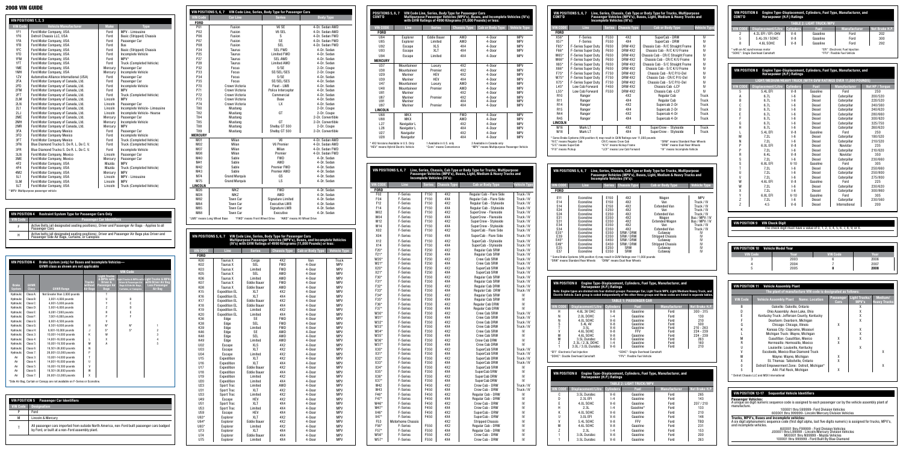# 2008 VIN GUIDE

## VIN POSITIONS 1, 2, 3

| VIN Code | Vehicle Manufacturer | Make | Type |
|---|---|---|---|
| 1F1 | Ford Motor Company, USA | Ford | MPV - Limousine |
| 1F6 | Detroit Chassis LLC, USA | Ford | Basic (Stripped) Chassis |
| 1FA | Ford Motor Company, USA | Ford | Passenger Car |
| 1FB | Ford Motor Company, USA | Ford | Bus |
| 1FC | Ford Motor Company, USA | Ford | Basic (Stripped) Chassis |
| 1FD | Ford Motor Company, USA | Ford | Incomplete Vehicle |
| 1FM | Ford Motor Company, USA | Ford | MPV* |
| 1FT | Ford Motor Company, USA | Ford | Truck (Completed Vehicle) |
| 1ME | Ford Motor Company, USA | Mercury | Passenger Car |
| 1MH | Ford Motor Company, USA | Mercury | Incomplete Vehicle |
| 1ZV | Automotive Alliance International (USA) | Ford | Passenger Car |
| 2FA | Ford Motor Company of Canada, Ltd. | Ford | Passenger Car |
| 2FD | Ford Motor Company of Canada, Ltd. | Ford | Incomplete Vehicle |
| 2FM | Ford Motor Company of Canada, Ltd. | Ford | MPV |
| 2FT | Ford Motor Company of Canada, Ltd. | Ford | Truck (Completed Vehicle) |
| 2LM | Ford Motor Company of Canada, Ltd. | Lincoln | MPV |
| 2LN | Ford Motor Company of Canada, Ltd. | Lincoln | Passenger Car |
| 2L1 | Ford Motor Company of Canada, Ltd. | Lincoln | Incomplete Vehicle- Limousine |
| 2LJ | Ford Motor Company of Canada, Ltd. | Lincoln | Incomplete Vehicle- Hearse |
| 2ME | Ford Motor Company of Canada, Ltd. | Mercury | Passenger Car |
| 2MH | Ford Motor Company of Canada, Ltd. | Mercury | Incomplete Vehicle |
| 2MR | Ford Motor Company of Canada, Ltd. | Mercury | MPV |
| 3FA | Ford Motor Company Mexico | Ford | Passenger Car |
| 3FD | Ford Motor Company Mexico | Ford | Incomplete Vehicle |
| 3FT | Ford Motor Company Mexico | Ford | Truck (Completed Vehicle) |
| 3FN | Blue Diamond Trucks S. De R. L. De C. V. | Ford | Truck (Completed Vehicle) |
| 3FR | Blue Diamond Trucks S. De R. L. De C. V. | Ford | Incomplete Vehicle |
| 3LN | Ford Motor Company, Mexico | Lincoln | Passenger Car |
| 3ME | Ford Motor Company, Mexico | Mercury | Passenger Car |
| 4F2 | Ford Motor Company, USA | Mazda | MPV |
| 4F4 | Ford Motor Company, USA | Mazda | Truck (Completed Vehicle) |
| 4M2 | Ford Motor Company, USA | Mercury | MPV |
| 5L1 | Ford Motor Company, USA | Lincoln | MPV - Limousine |
| 5LM | Ford Motor Company, USA | Lincoln | MPV |
| 5LT | Ford Motor Company, USA | Lincoln | Truck (Completed Vehicle) |

* MPV- Multipurpose passenger vehicle

## VIN POSITION 4 Restraint System Type for Passenger Cars Only

| VIN Code | Passenger Car Restraints |
|---|---|
| F | Active Belts (all designated seating positions), Driver and Passenger Air Bags - Applies to all Passenger Cars |
| H | Active belts (all designated seating positions), Driver and Passenger Air Bags plus Driver and Passenger Side Air Bags, Curtains, or Canopies |

## VIN POSITION 4 Brake System (only) for Buses and Incomplete Vehicles—GVWR class as shown are not applicable.

| Brake System | GVWR Class | GVWR Range | Trucks without Air Bags | Light Trucks & MPVs with Driver & Passenger Air Bags | Light Trucks & MPVs with Driver & Passenger Air Bags & Side Air Bags, Curtains, or Canopies | Light Trucks & MPVs with Driver Air Bag - Less Passenger Air Bag |
|---|---|---|---|---|---|---|
| Hydraulic | Class A: | Not Greater than 3,000 pounds | | T | | |
| Hydraulic | Class B: | 3,001-4,000 pounds | | U | B | |
| Hydraulic | Class C: | 4,001-5,000 pounds | | Y | C | |
| Hydraulic | Class D: | 5,001-6,000 pounds | | Z | D | |
| Hydraulic | Class E: | 6,001-7,000 pounds | | R | E | |
| Hydraulic | Class F: | 7,001-8,000 pounds | | S | F | |
| Hydraulic | Class G: | 8,001-8,500 pounds | | V | | |
| Hydraulic | Class H: | 8,501-9,000 pounds | H | W* | N* | 1 |
| Hydraulic | Class H: | 8,501-10,000 pounds | J | S* | S* | 2 |
| Hydraulic | Class 3: | 10,001-14,000 pounds | K | W | | 3 |
| Hydraulic | Class 4: | 14,001-16,000 pounds | L | X | | 4 |
| Hydraulic | Class 5: | 16,001-19,500 pounds | M | A | | 5 |
| Hydraulic | Class 6: | 19,501-26,000 pounds | N | | | |
| Hydraulic | Class 7: | 26,001-33,000 pounds | P | | | |
| Air | Class 3: | 10,001-14,000 pounds | T | | | |
| Air | Class 4: | 14,001-16,000 pounds | U | | | |
| Air | Class 5: | 16,001-19,500 pounds | V | | | |
| Air | Class 6: | 19,501-26,000 pounds | W | | | |
| Air | Class 7: | 26,001-33,000 pounds | X | | | |

*Side Air Bag, Curtain or Canopy are not available on F-Series or Econoline.

## VIN POSITION 5 Passenger Car Identifiers

| VIN Code | Designation |
|---|---|
| P | Ford |
| M | Lincoln & Mercury |
| T | All passenger cars imported from outside North America, non-Ford built passenger cars badged by Ford, or built at a non-Ford assembly plant. |

## VIN POSITIONS 5, 6, 7 VIN Code Line, Series, Body Type for Passenger Cars

| VIN Code | Car Line | Series | Body Type |
|---|---|---|---|
| **FORD** | | | |
| P01 | Fusion | V6 SE | 4-Dr. Sedan AWD |
| P02 | Fusion | V6 SEL | 4-Dr. Sedan AWD |
| P06 | Fusion | S | 4-Dr. Sedan FWD |
| P07 | Fusion | SE | 4-Dr. Sedan FWD |
| P08 | Fusion | SEL | 4-Dr. Sedan FWD |
| P24 | Taurus | SEL FWD | 4-Dr. Sedan |
| P25 | Taurus | Limited FWD | 4-Dr. Sedan |
| P27 | Taurus | SEL AWD | 4-Dr. Sedan |
| P28 | Taurus | Limited AWD | 4-Dr. Sedan |
| P32 | Focus | S/SE | 2-Dr. Coupe |
| P33 | Focus | SE/SES | 2-Dr. Coupe |
| P34 | Focus | S/SE | 4-Dr. Sedan |
| P35 | Focus | SE/SEL/SES | 4-Dr. Sedan |
| P70 | Crown Victoria | Fleet - LWB | 4-Dr. Sedan |
| P71 | Crown Victoria | Police Interceptor | 4-Dr. Sedan |
| P72 | Crown Victoria | Commercial | 4-Dr. Sedan |
| P73 | Crown Victoria | Base | 4-Dr. Sedan |
| P74 | Crown Victoria | LX | 4-Dr. Sedan |
| T80 | Mustang | | 2-Dr. Coupe |
| T82 | Mustang | GT | 2-Dr. Coupe |
| T84 | Mustang | | 2-Dr. Convertible |
| T85 | Mustang | GT | 2-Dr. Convertible |
| T88 | Mustang | Shelby GT 500 | 2-Dr. Coupe |
| T89 | Mustang | Shelby GT 500 | 2-Dr. Convertible |
| **MERCURY** | | | |
| M01 | Milan | V6 | 4-Dr. Sedan AWD |
| M02 | Milan | V6 Premier | 4-Dr. Sedan AWD |
| M07 | Milan | Milan | 4-Dr. Sedan FWD |
| M08 | Milan | Premier | 4-Dr. Sedan FWD |
| M40 | Sable | FWD | 4-Dr. Sedan |
| M41 | Sable | AWD | 4-Dr. Sedan |
| M42 | Sable | Premier FWD | 4-Dr. Sedan |
| M43 | Sable | Premier AWD | 4-Dr. Sedan |
| M74 | Grand Marquis | GS | 4-Dr. Sedan |
| M75 | Grand Marquis | LS | 4-Dr. Sedan |
| **LINCOLN** | | | |
| M26 | MKZ | FWD | 4-Dr. Sedan |
| M28 | MKZ | AWD | 4-Dr. Sedan |
| M82 | Town Car | Signature Limited | 4-Dr. Sedan |
| M84 | Town Car | Executive LWB | 4-Dr. Sedan |
| M85 | Town Car | Signature LWB | 4-Dr. Sedan |
| M88 | Town Car | Executive | 4-Dr. Sedan |

"LWB" means Long Wheel Base "FWD" means Front Wheel Drive "AWD" means All Wheel Drive

## VIN POSITIONS 5, 6, 7 VIN Code Line, Series, Body Type for Passenger Cars Multipurpose Passenger Vehicles (MPV's), Buses, and Incomplete Vehicles (IV's) with GVW Ratings of 4990 Kilograms (11,000 Pounds) or less:

| VIN CODE | Line | Series | Chassis Type | Cab or Body Type | Vehicle Type |
|---|---|---|---|---|---|
| **FORD** | | | | | |
| K00 | Taurus X | Cargo | 4X2 | Van | Truck |
| K02 | Taurus X | SEL | FWD | 4-Door | MPV |
| K03 | Taurus X | Limited | FWD | 4-Door | MPV |
| K05 | Taurus X | SEL | AWD | 4-Door | MPV |
| K06 | Taurus X | Limited | AWD | 4-Door | MPV |
| K07 | Taurus X | Eddie Bauer | FWD | 4-Door | MPV |
| K08 | Taurus X | Eddie Bauer | AWD | 4-Door | MPV |
| K15 | Expedition EL | XLT | 4X2 | 4-Door | MPV |
| K16 | Expedition EL | XLT | 4X4 | 4-Door | MPV |
| K17 | Expedition EL | Eddie Bauer | 4X2 | 4-Door | MPV |
| K18 | Expedition EL | Eddie Bauer | 4X4 | 4-Door | MPV |
| K19 | Expedition EL | Limited | 4X2 | 4-Door | MPV |
| K20 | Expedition EL | Limited | 4X4 | 4-Door | MPV |
| K36 | Edge | SE | FWD | 4-Door | MPV |
| K38 | Edge | SEL | FWD | 4-Door | MPV |
| K39 | Edge | Limited | FWD | 4-Door | MPV |
| K46 | Edge | SE | AWD | 4-Door | MPV |
| K48 | Edge | SEL | AWD | 4-Door | MPV |
| K49 | Edge | Limited | AWD | 4-Door | MPV |
| U02 | Escape | XLS | 4X2 | 4-Door | MPV |
| U03 | Escape | XLT | 4X2 | 4-Door | MPV |
| U04 | Escape | Limited | 4X2 | 4-Door | MPV |
| U15 | Expedition | XLT | 4X2 | 4-Door | MPV |
| U16 | Expedition | XLT | 4X4 | 4-Door | MPV |
| U17 | Expedition | Eddie Bauer | 4X2 | 4-Door | MPV |
| U18 | Expedition | Eddie Bauer | 4X4 | 4-Door | MPV |
| U19 | Expedition | Limited | 4X2 | 4-Door | MPV |
| U20 | Expedition | Limited | 4X4 | 4-Door | MPV |
| U23 | Sport Trac | Limited | AWD | 4-Door | MPV |
| U31 | Sport Trac | XLT | 4X2 | 4-Door | MPV |
| U33 | Sport Trac | Limited | 4X2 | 4-Door | MPV |
| U49 | Escape | HEV | 4X2 | 4-Door | MPV |
| U51 | Sport Trac | XLT | 4X4 | 4-Door | MPV |
| U53 | Sport Trac | Limited | 4X4 | 4-Door | MPV |
| U59 | Escape | HEV | 4X4 | 4-Door | MPV |
| U63* | Explorer | XLT | 4X2 | 4-Door | MPV |
| U64* | Explorer | Eddie Bauer | 4X2 | 4-Door | MPV |
| U65* | Explorer | Limited | 4X2 | 4-Door | MPV |
| U73 | Explorer | XLT | 4X4 | 4-Door | MPV |
| U74 | Explorer | Eddie Bauer | 4X4 | 4-Door | MPV |
| U75 | Explorer | Limited | 4X4 | 4-Door | MPV |

## POSITIONS 5, 6, 7 CONT'D VIN Code Line, Series, Body Type for Passenger Cars Multipurpose Passenger Vehicles (MPV's), Buses, and Incomplete Vehicles (IV's) with GVW Ratings of 4990 Kilograms (11,000 Pounds) or less:

| VIN CODE | Line | Series | Chassis Type | Cab or Body Type | Vehicle Type |
|---|---|---|---|---|---|
| U84 | Explorer | Eddie Bauer | AWD | 4-Door | MPV |
| U85 | Explorer | Limited | AWD | 4-Door | MPV |
| U92 | Escape | XLS | 4X4 | 4-Door | MPV |
| U93 | Escape | XLT | 4X4 | 4-Door | MPV |
| U94 | Escape | Limited | 4X4 | 4-Door | MPV |
| **MERCURY** | | | | | |
| U37 | Mountaineer | Luxury | 4X2 | 4-Door | MPV |
| U38 | Mountaineer | Premier | 4X2 | 4-Door | MPV |
| U29 | Mariner | HEV | 4X2 | 4-Door | MPV |
| U39 | Mariner | HEV | 4X4 | 4-Door | MPV |
| U47 | Mountaineer | Luxury | AWD | 4-Door | MPV |
| U48 | Mountaineer | Premier | AWD | 4-Door | MPV |
| U81 | Mariner | | 4X2 | 4-Door | MPV |
| U87 | Mariner | Premier | 4X2 | 4-Door | MPV |
| U91 | Mariner | | 4X4 | 4-Door | MPV |
| U97 | Mariner | Premier | 4X4 | 4-Door | MPV |
| **LINCOLN** | | | | | |
| U88 | MKX | | FWD | 4-Door | MPV |
| U68 | MKX | | AWD | 4-Door | MPV |
| L27 | Navigator L | | 4X2 | 4-Door | MPV |
| L28 | Navigator L | | 4X4 | 4-Door | MPV |
| U27 | Navigator | | 4X2 | 4-Door | MPV |
| U28 | Navigator | | 4X4 | 4-Door | MPV |

*4X2 Versions Available in U.S. Only; 1 Available in U.S. only; 2 Available in Canada only
"HEV" means Hybrid Electric Vehicle; "Conv" means Convenience; "MPV" means Multipurpose Passenger Vehicle

## VIN POSITIONS 5, 6, 7 Line, Series, Chassis, Cab Type or Body Type for Trucks, Multipurpose Passenger Vehicles (MPV's), Buses, Light, Medium & Heavy Trucks and Incomplete Vehicles (IV's):

| VIN CODE | Line | Series | Chassis Type | Cab or Body Type | Vehicle Type |
|---|---|---|---|---|---|
| **FORD** | | | | | |
| F02 | F-Series | F150 | 4X2 | Regular Cab – Flare Side | Truck / IV |
| F04 | F-Series | F150 | 4X4 | Regular Cab – Flare Side | Truck / IV |
| F12 | F-Series | F150 | 4X2 | Regular Cab – Styleside | Truck / IV |
| F14 | F-Series | F150 | 4X4 | Regular Cab – Styleside | Truck / IV |
| W02 | F-Series | F150 | 4X2 | SuperCrew – Flareside | Truck / IV |
| W04 | F-Series | F150 | 4X4 | SuperCrew – Flareside | Truck / IV |
| W12 | F-Series | F150 | 4X2 | SuperCrew – Styleside | Truck / IV |
| W14 | F-Series | F150 | 4X4 | SuperCrew – Styleside | Truck / IV |
| X02 | F-Series | F150 | 4X2 | SuperCab – Flare Side | Truck / IV |
| X04 | F-Series | F150 | 4X4 | SuperCab – Flare Side | Truck / IV |
| X12 | F-Series | F150 | 4X2 | SuperCab – Styleside | Truck / IV |
| X14 | F-Series | F150 | 4X4 | SuperCab – Styleside | Truck / IV |
| F20* | F-Series | F250 | 4X2 | Regular Cab SRW | Truck / IV |
| F21* | F-Series | F250 | 4X4 | Regular Cab SRW | Truck / IV |
| W20* | F-Series | F250 | 4X2 | Crew Cab SRW | Truck / IV |
| W21* | F-Series | F250 | 4X4 | Crew Cab SRW | Truck / IV |
| X20* | F-Series | F250 | 4X2 | SuperCab SRW | Truck / IV |
| X21* | F-Series | F250 | 4X4 | SuperCab SRW | Truck / IV |
| F30* | F-Series | F350 | 4X2 | Regular Cab SRW | Truck / IV |
| F31* | F-Series | F350 | 4X4 | Regular Cab SRW | Truck / IV |
| F32* | F-Series | F350 | 4X2 | Regular Cab DRW | Truck / IV |
| F33* | F-Series | F350 | 4X4 | Regular Cab DRW | Truck / IV |
| F34* | F-Series | F350 | 4X2 | Regular Cab SRW | IV |
| F35* | F-Series | F350 | 4X4 | Regular Cab SRW | IV |
| F36* | F-Series | F350 | 4X2 | Regular Cab DRW | IV |
| F37* | F-Series | F350 | 4X4 | Regular Cab DRW | IV |
| W30* | F-Series | F350 | 4X2 | Crew Cab SRW | Truck / IV |
| W31* | F-Series | F350 | 4X4 | Crew Cab SRW | Truck / IV |
| W32* | F-Series | F350 | 4X2 | Crew Cab DRW | Truck / IV |
| W33* | F-Series | F350 | 4X4 | Crew Cab DRW | Truck / IV |
| W34* | F-Series | F350 | 4X2 | Crew Cab SRW | IV |
| W35* | F-Series | F350 | 4X4 | Crew Cab SRW | IV |
| W36* | F-Series | F350 | 4X2 | Crew Cab DRW | IV |
| W37* | F-Series | F350 | 4X4 | Crew Cab DRW | IV |
| X30* | F-Series | F350 | 4X2 | SuperCab SRW | Truck / IV |
| X31* | F-Series | F350 | 4X4 | SuperCab SRW | Truck / IV |
| X32* | F-Series | F350 | 4X2 | SuperCab DRW | Truck / IV |
| X33* | F-Series | F350 | 4X4 | SuperCab DRW | Truck / IV |
| X34* | F-Series | F350 | 4X2 | SuperCab SRW | IV |
| X35* | F-Series | F350 | 4X4 | SuperCab SRW | IV |
| X36* | F-Series | F350 | 4X2 | SuperCab DRW | IV |
| X37* | F-Series | F350 | 4X4 | SuperCab DRW | IV |
| W42 | F-Series | F450 | 4X2 | Crew Cab - DRW | Truck / IV |
| W43 | F-Series | F450 | 4X4 | Crew Cab - DRW | Truck / IV |
| F46* | F-Series | F450 | 4X2 | Regular Cab - DRW | IV |
| F47* | F-Series | F450 | 4X4 | Regular Cab - DRW | IV |
| W46* | F-Series | F450 | 4X2 | Crew Cab - DRW | IV |
| W47* | F-Series | F450 | 4X4 | Crew Cab - DRW | IV |
| X46* | F-Series | F450 | 4X2 | SuperCab - DRW | IV |
| X47* | F-Series | F450 | 4X4 | SuperCab - DRW | IV |
| F53 | Motorhome Chassis | | 4X2 | Stripped Chassis | IV |
| F56* | F-Series | F550 | 4X2 | Regular Cab - DRW | IV |
| F57* | F-Series | F550 | 4X4 | Regular Cab - DRW | IV |
| W56* | F-Series | F550 | 4X2 | Crew Cab - DRW | IV |
| W57* | F-Series | F550 | 4X4 | Crew Cab - DRW | IV |

## VIN POSITIONS 5, 6, 7 CONT'D Line, Series, Chassis, Cab or Body Type for Trucks, Multipurpose Passenger Vehicles (MPV's), Buses, Light, Medium & Heavy Trucks and Incomplete Vehicles (IV's):

| VIN CODE | Line | Series | Chassis Type | Cab or Body Type | Vehicle Type |
|---|---|---|---|---|---|
| **FORD** | | | | | |
| X56* | F-Series | F550 | 4X2 | SuperCab - DRW | IV |
| X57* | F-Series | F550 | 4X4 | SuperCab - DRW | IV |
| F65* | F-Series Super Duty | F650 | DRW 4X2 | Chassis Cab - R/C Straight Frame | IV |
| F66* | F-Series Super Duty | F650 | DRW 4X2 | Chassis Cab - R/C K/U Frame | IV |
| W65* | F-Series Super Duty | F650 | DRW 4X2 | Chassis Cab - CR/C Straight Frame | IV |
| W66* | F-Series Super Duty | F650 | DRW 4X2 | Chassis Cab - CR/C K/U Frame | IV |
| X65* | F-Series Super Duty | F650 | DRW 4X2 | Chassis Cab - S/C Straight Frame | IV |
| X66* | F-Series Super Duty | F650 | DRW 4X2 | Chassis Cab - S/C K/U Frame | IV |
| F75* | F-Series Super Duty | F750 | DRW 4X2 | Chassis Cab - R/C P/U-Del | IV |
| W75* | F-Series Super Duty | F750 | DRW 4X2 | Chassis Cab - CR/C P/U-Del | IV |
| X75* | F-Series Super Duty | F750 | DRW 4X2 | Chassis Cab - S/C P/U-Del | IV |
| L45* | Low Cab Forward | F450 | DRW 4X2 | Chassis Cab -LCF | IV |
| L55* | Low Cab Forward | F550 | DRW 4X2 | Chassis Cab -LCF | IV |
| R10 | Ranger | | 4X2 | Regular Cab | Truck |
| R11 | Ranger | | 4X4 | Regular Cab | Truck |
| R14 | Ranger | | 4X2 | Supercab 2-Dr | Truck |
| R15 | Ranger | | 4X4 | Supercab 2-Dr | Truck |
| R44 | Ranger | | 4X2 | Supercab 4-Dr | Truck |
| R45 | Ranger | | 4X4 | Supercab 4-Dr | Truck |
| **LINCOLN** | | | | | |
| W16 | Mark LT | | 4X2 | SuperCrew – Styleside | Truck |
| W18 | Mark LT | | 4X4 | SuperCrew – Styleside | Truck |

* Some Brake Systems (VIN position 4) may result in GVW Ratings over 11,000 pounds
"R/C" means Regular Cab; "CR/C means Crew Cab; "SRW" means Standard Rear Wheels
"S/C" means SuperCab; "K/U" means Kickup Frame; "DRW" means Dual Rear Wheels
"P/U" means Pickup; "LCF" means Low Cab Forward; "IV" means Incomplete Vehicle

## VIN POSITIONS 5, 6, 7 Line, Series, Chassis, Cab Type or Body Type for Trucks, Multipurpose Passenger Vehicles (MPV's), Buses, Light, Medium & Heavy Trucks and Incomplete Vehicles (IV's):

| VIN Code | Line | Series | Chassis Type | Cab or Body Type | Vehicle Type |
|---|---|---|---|---|---|
| **FORD** | | | | | |
| E11 | Econoline | E150 | 4X2 | Wagon | MPV |
| E14 | Econoline | E150 | 4X2 | Van | Truck / IV |
| S14 | Econoline | E150 | 4X2 | Extended Van | Truck / IV |
| E24 | Econoline | E250 | 4X2 | Van | Truck / IV |
| S24 | Econoline | E250 | 4X2 | Extended Van | Truck / IV |
| E31 | Econoline | E350 | 4X2 | Wagon | Bus / MPV / IV |
| S31 | Econoline | E350 | 4X2 | Extended Wagon | Bus / MPV / IV |
| E34 | Econoline | E350 | 4X2 | Van | Truck / IV |
| S34 | Econoline | E350 | 4X2 | Extended Van | Truck / IV |
| E35* | Econoline | E350 | SRW / DRW | Cutaway | IV |
| E39 | Econoline | E350 | SRW / DRW | Stripped Chassis | IV |
| E45* | Econoline | E450 | DRW | Cutaway | IV |
| E49* | Econoline | E450 | DRW | Stripped Chassis | IV |
| E25 | Econoline | E250 | SRW | Cutaway | IV |
| E37 | Econoline | E350 | SRW | Cutaway | IV |

* Some Brake Systems (VIN position 4) may result in GVW Ratings over 11,000 pounds
"SRW" means Standard Rear Wheels "DRW" means Dual Rear Wheels

## VIN POSITION 8 Engine Type-Displacement, Cylinders, Fuel Type, Manufacturer, and Horsepower (H.P.) Ratings

Note: Engine types are divided into four distinct groups: Passenger Car, Light Truck/MPV, Light/Medium/Heavy Truck, and Electric Vehicle. Each group is coded independently of the other three groups and these codes are listed in separate tables.

TABLE 1: PASSENGER CAR

| VIN CODE | Displacement/Litre | Cylinders | Fuel | Manufacturer | Net Brake H.P. |
|---|---|---|---|---|---|
| H | 4.6L 3V OHC | V-8 | Gasoline | Ford | 300 - 315 |
| N | 2.0L DOHC | I-4 | Gasoline | Ford | 130 |
| N | 4.0L SOHC | V-6 | Gasoline | Ford | 210 |
| S | 5.4L 4V | V-8 | Gasoline | Ford | 500 |
| T | 3.5L | V-6 | Gasoline | Ford | 210 - 263 |
| V | 4.6L SOHC | V-8 | FFV | Ford | 224 - 239 |
| W | 4.6L SOHC | V-8 | Gasoline | Ford | 224 - 239 |
| W | 3.5L Duratec | V-6 | Gasoline | Ford | 263 |
| Z | 2.3L / 2.3L DOHC | I-4 | Gasoline | Ford | 160 |
| 1 | 3.0L / 3.0L Duratec | V-6 | Gasoline | Ford | 221 |

"EFI" Electronic Fuel Injection; "SOHC" Single Overhead Camshaft
"DOHC" Double Overhead Camshaft; "FFV" Flexible Fuel Vehicle

## VIN POSITION 8 Engine Type-Displacement, Cylinders, Fuel Type, Manufacturer, and Horsepower (H.P.) Ratings

TABLE 2: LIGHT TRUCK/MPV

| VIN CODE | Displacement/Litre | Cylinders | Fuel | Manufacturer | Net Brake H.P. |
|---|---|---|---|---|---|
| C | 3.5L Duratec | V-6 | Gasoline | Ford | 265 |
| D | 2.3L EFI | I-4 | Gasoline | Ford | 143 |
| E | 4.0L SOHC | V-6 | Gasoline | Ford | 207 / 210 |
| H | 2.3L | I-4 | Gasoline* | Ford | 133 |
| K | 4.0L SOHC | V-6 | Gasoline | Ford | 210 |
| U | 3.0L EFI | V-6 | Gasoline | Ford | 148 |
| V | 5.4L SOHC | V-8 | FFV | Ford | TBD |
| W | 4.6L SOHC | V-8 | Gasoline | Ford | 231 |
| Z | 2.3L | I-4 | Gasoline | Ford | 153 |
| 1 | 3.0L Duratec | V-6 | Gasoline | Ford | 200 |
| 1 | 3.5L Duratec | V-6 | Gasoline | Ford | 263 |

## VIN POSITION 8 CONT'D Engine Type-Displacement, Cylinders, Fuel Type, Manufacturer, and Horsepower (H.P.) Ratings

TABLE 2: LIGHT TRUCK/MPV

| VIN CODE | Displacement/Litre | Cylinders | Fuel | Manufacturer | Net Brake H.P. |
|---|---|---|---|---|---|
| 2 | 4.2L EFI / EFI-OHV | V-6 | Gasoline | Ford | 202 |
| 5 | 5.4L-3V / SOHC | V-8 | Gasoline | Ford | 300 |
| 8 | 4.6L SOHC | V-8 | Gasoline | Ford | 292 |

* with an AC synchronous motor; "EFI" Electronic Fuel Injection
"SOHC" Single Overhead Camshaft; "FFV" Flexible Fuel Vehicle

## VIN POSITION 8 Engine Type-Displacement, Cylinders, Fuel Type, Manufacturer, and Horsepower (H.P.) Ratings

LIGHT/MEDIUM/HEAVY TRUCK (WITH GVW RATINGS OVER 11,000 POUNDS)

| VIN CODE | Displacement/Litre | Cylinders | Fuel | Manufacturer | Net HP / Torque |
|---|---|---|---|---|---|
| 5 | 5.4L EFI | V-8 | Gasoline | Ford | 250 |
| A | 6.7L | I-6 | Diesel | Caterpillar | 200/520 |
| B | 6.7L | I-6 | Diesel | Caterpillar | 220/520 |
| C | 6.7L | I-6 | Diesel | Caterpillar | 240/560 |
| D | 6.7L | I-6 | Diesel | Caterpillar | 240/620 |
| E | 6.7L | I-6 | Diesel | Caterpillar | 280/660 |
| F | 6.7L | I-6 | Diesel | Caterpillar | 300/620 |
| G | 6.7L | I-6 | Diesel | Caterpillar | 325/750 |
| H | 6.7L | I-6 | Diesel | Caterpillar | 260/620 |
| L | 5.4L EFI | V-8 | Gasoline | Ford | 250 |
| M | 7.2L | I-6 | Diesel | Caterpillar | 190/520 |
| N | 7.2L | I-6 | Diesel | Caterpillar | 210/520 |
| P | 6.0L EFI | V-8 | Diesel | Navistar | 235 |
| P | 7.2L | I-6 | Diesel | Caterpillar | 210/620 |
| R | 6.4L | V-8 | Diesel | Navistar | 350 |
| S | 7.2L | I-6 | Diesel | Caterpillar | 230/660 |
| S | 6.8L EFI | V-10 | Gasoline | Ford | 305 |
| T | 7.2L | I-6 | Diesel | Caterpillar | 250/660 |
| U | 7.2L | I-6 | Diesel | Caterpillar | 250/800 |
| V | 7.2L | I-6 | Diesel | Caterpillar | 275/800 |
| W | 4.6L EFI | V-8 | Gasoline | Ford | 225 |
| W | 7.2L | I-6 | Diesel | Caterpillar | 230/620 |
| X | 7.2L | I-6 | Diesel | Caterpillar | 300/860 |
| Y | 6.8L EFI | V-10 | Gasoline | Ford | 305 |
| Z | 7.2L | I-6 | Diesel | Caterpillar | 250/560 |
| Z | 4.5 | V-6 | Diesel | International | 200 |

## VIN POSITION 9 VIN Check Digit

The check digit must have a value of 0, 1, 2, 3, 4, 5, 6, 7, 8, 9, or X.

## VIN POSITION 10 Vehicle Model Year

| VIN Code | Year | VIN Code | Year |
|---|---|---|---|
| 3 | 2003 | 6 | 2006 |
| 4 | 2004 | 7 | 2007 |
| 5 | 2005 | **8** | **2008** |

## VIN POSITION 11 Vehicle Assembly Plant

The plant of manufacture VIN code is designated as follows:

| VIN Code | Vehicle Assembly Plant Name: Location | Passenger Cars | Light Trucks/MPV's | Medium/Heavy Trucks |
|---|---|---|---|---|
| B | Oakville: Oakville, Ontario | | X | |
| D | Ohio Assembly: Avon Lake, Ohio | | X | |
| E | Kentucky Truck: Jefferson County, Kentucky | | X | |
| F | Dearborn: Dearborn, Michigan | | X | |
| G | Chicago: Chicago, Illinois | X | X | |
| K | Kansas City: Claycomo, Missouri | | X | |
| L | Michigan Truck: Wayne, Michigan | | X | |
| M | Cuautitlan: Cuautitlan, Mexico | X | X | |
| R | Hermosillo: Hermosillo, Mexico | X | | |
| U | Louisville: Louisville, Kentucky | | X | |
| V | Escobedo, Mexico-Blue Diamond Truck | | | X |
| W | Wayne: Wayne, Michigan | X | | |
| X | St. Thomas: Talbotville, Ontario | X | | |
| 0 | Detroit Empowerment Zone: Detroit, Michigan* | | | X |
| 5 | AAI: Flat Rock, Michigan | X | | |

* Detroit Chassis LLC and MSX International

## VIN POSITION 12-17 Sequential Vehicle Identifiers

**Passenger Vehicles:**
A unique six digit numeric sequence code is assigned to each passenger car by the vehicle assembly plant of manufacture.

000001 thru 599999- Ford Division Vehicles
600001 thru 999999- Lincoln/Mercury Division Vehicles

**Trucks, MPV's, Buses and incomplete vehicles:**
A six digit alphanumeric sequence code (first digit alpha, last five digits numeric) is assigned for trucks, MPV's, and incomplete vehicles.

A00001 thru F99999 - Ford Division Vehicles
J00001 thru L99999 - Lincoln/Mercury Division Vehicles
M00001 thru N99999 - Mazda Vehicles
100001 thru 999999 - Ford Built By Blue Diamond